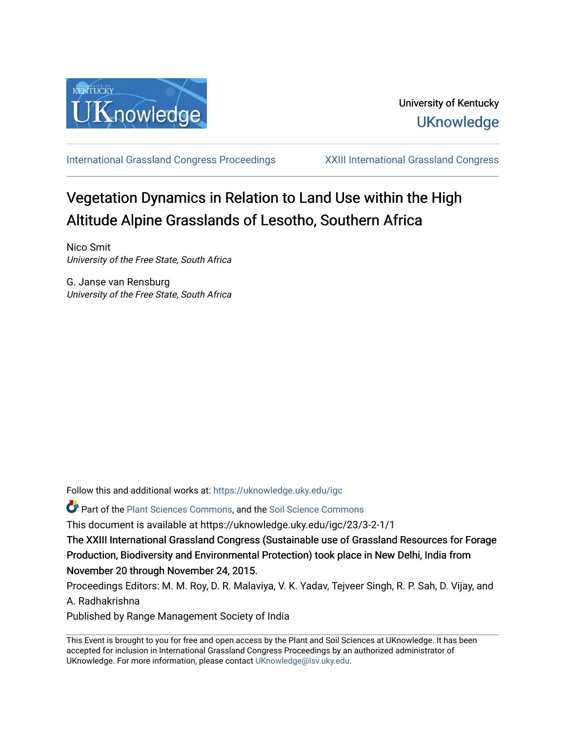University of Kentucky

UKnowledge

International Grassland Congress Proceedings | XXIII International Grassland Congress

# Vegetation Dynamics in Relation to Land Use within the High Altitude Alpine Grasslands of Lesotho, Southern Africa

Nico Smit
*University of the Free State, South Africa*

G. Janse van Rensburg
*University of the Free State, South Africa*

Follow this and additional works at: https://uknowledge.uky.edu/igc

Part of the Plant Sciences Commons, and the Soil Science Commons

This document is available at https://uknowledge.uky.edu/igc/23/3-2-1/1

The XXIII International Grassland Congress (Sustainable use of Grassland Resources for Forage Production, Biodiversity and Environmental Protection) took place in New Delhi, India from November 20 through November 24, 2015.

Proceedings Editors: M. M. Roy, D. R. Malaviya, V. K. Yadav, Tejveer Singh, R. P. Sah, D. Vijay, and A. Radhakrishna

Published by Range Management Society of India

This Event is brought to you for free and open access by the Plant and Soil Sciences at UKnowledge. It has been accepted for inclusion in International Grassland Congress Proceedings by an authorized administrator of UKnowledge. For more information, please contact UKnowledge@lsv.uky.edu.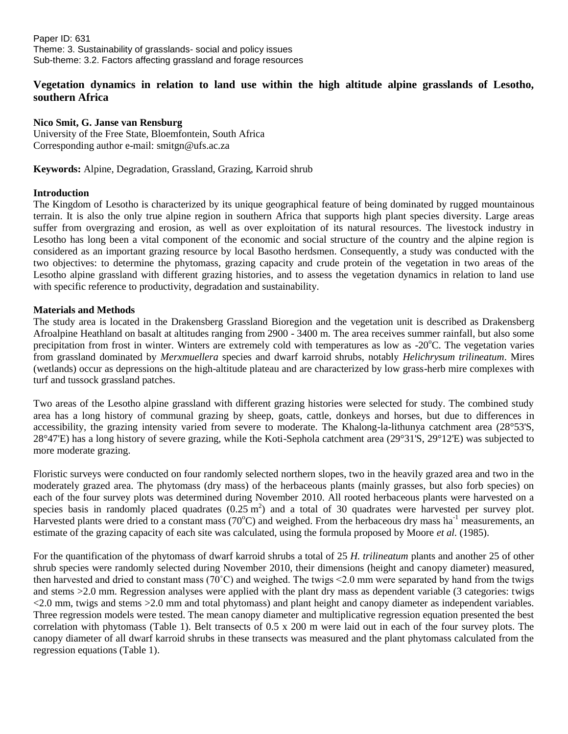Paper ID: 631
Theme: 3. Sustainability of grasslands- social and policy issues
Sub-theme: 3.2. Factors affecting grassland and forage resources

# Vegetation dynamics in relation to land use within the high altitude alpine grasslands of Lesotho, southern Africa

**Nico Smit, G. Janse van Rensburg**
University of the Free State, Bloemfontein, South Africa
Corresponding author e-mail: smitgn@ufs.ac.za

**Keywords:** Alpine, Degradation, Grassland, Grazing, Karroid shrub

## Introduction

The Kingdom of Lesotho is characterized by its unique geographical feature of being dominated by rugged mountainous terrain. It is also the only true alpine region in southern Africa that supports high plant species diversity. Large areas suffer from overgrazing and erosion, as well as over exploitation of its natural resources. The livestock industry in Lesotho has long been a vital component of the economic and social structure of the country and the alpine region is considered as an important grazing resource by local Basotho herdsmen. Consequently, a study was conducted with the two objectives: to determine the phytomass, grazing capacity and crude protein of the vegetation in two areas of the Lesotho alpine grassland with different grazing histories, and to assess the vegetation dynamics in relation to land use with specific reference to productivity, degradation and sustainability.

## Materials and Methods

The study area is located in the Drakensberg Grassland Bioregion and the vegetation unit is described as Drakensberg Afroalpine Heathland on basalt at altitudes ranging from 2900 - 3400 m. The area receives summer rainfall, but also some precipitation from frost in winter. Winters are extremely cold with temperatures as low as -20°C. The vegetation varies from grassland dominated by *Merxmuellera* species and dwarf karroid shrubs, notably *Helichrysum trilineatum*. Mires (wetlands) occur as depressions on the high-altitude plateau and are characterized by low grass-herb mire complexes with turf and tussock grassland patches.

Two areas of the Lesotho alpine grassland with different grazing histories were selected for study. The combined study area has a long history of communal grazing by sheep, goats, cattle, donkeys and horses, but due to differences in accessibility, the grazing intensity varied from severe to moderate. The Khalong-la-lithunya catchment area (28°53'S, 28°47'E) has a long history of severe grazing, while the Koti-Sephola catchment area (29°31'S, 29°12'E) was subjected to more moderate grazing.

Floristic surveys were conducted on four randomly selected northern slopes, two in the heavily grazed area and two in the moderately grazed area. The phytomass (dry mass) of the herbaceous plants (mainly grasses, but also forb species) on each of the four survey plots was determined during November 2010. All rooted herbaceous plants were harvested on a species basis in randomly placed quadrates (0.25 $m^2$) and a total of 30 quadrates were harvested per survey plot. Harvested plants were dried to a constant mass (70°C) and weighed. From the herbaceous dry mass $ha^{-1}$ measurements, an estimate of the grazing capacity of each site was calculated, using the formula proposed by Moore *et al.* (1985).

For the quantification of the phytomass of dwarf karroid shrubs a total of 25 *H. trilineatum* plants and another 25 of other shrub species were randomly selected during November 2010, their dimensions (height and canopy diameter) measured, then harvested and dried to constant mass (70˚C) and weighed. The twigs <2.0 mm were separated by hand from the twigs and stems >2.0 mm. Regression analyses were applied with the plant dry mass as dependent variable (3 categories: twigs <2.0 mm, twigs and stems >2.0 mm and total phytomass) and plant height and canopy diameter as independent variables. Three regression models were tested. The mean canopy diameter and multiplicative regression equation presented the best correlation with phytomass (Table 1). Belt transects of 0.5 x 200 m were laid out in each of the four survey plots. The canopy diameter of all dwarf karroid shrubs in these transects was measured and the plant phytomass calculated from the regression equations (Table 1).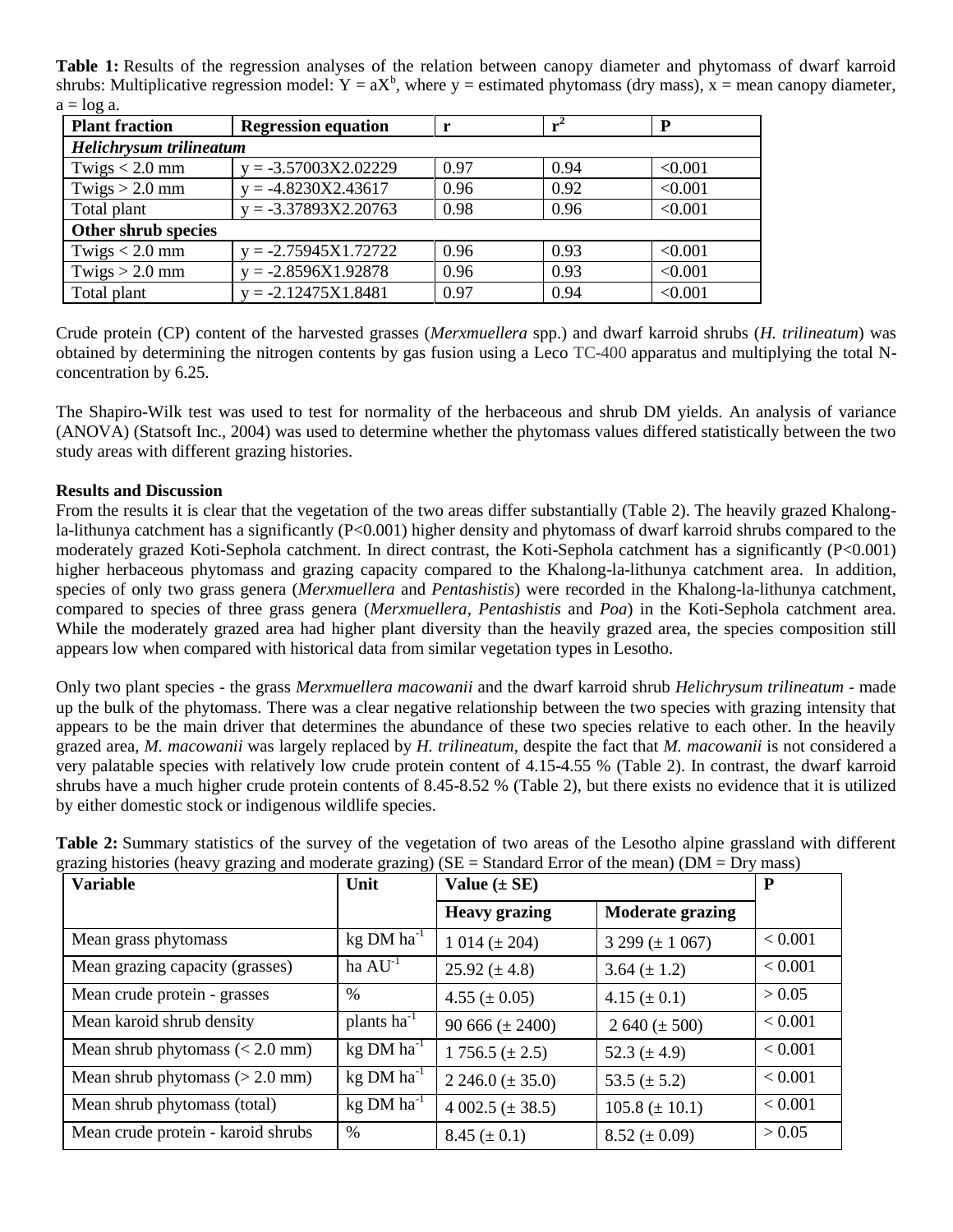**Table 1:** Results of the regression analyses of the relation between canopy diameter and phytomass of dwarf karroid shrubs: Multiplicative regression model: $Y = aX^b$, where y = estimated phytomass (dry mass), x = mean canopy diameter, a = log a.

| Plant fraction | Regression equation | r | $r^2$ | P |
|---|---|---|---|---|
| ***Helichrysum trilineatum*** | | | | |
| Twigs < 2.0 mm | y = -3.57003X2.02229 | 0.97 | 0.94 | <0.001 |
| Twigs > 2.0 mm | y = -4.8230X2.43617 | 0.96 | 0.92 | <0.001 |
| Total plant | y = -3.37893X2.20763 | 0.98 | 0.96 | <0.001 |
| **Other shrub species** | | | | |
| Twigs < 2.0 mm | y = -2.75945X1.72722 | 0.96 | 0.93 | <0.001 |
| Twigs > 2.0 mm | y = -2.8596X1.92878 | 0.96 | 0.93 | <0.001 |
| Total plant | y = -2.12475X1.8481 | 0.97 | 0.94 | <0.001 |

Crude protein (CP) content of the harvested grasses (*Merxmuellera* spp.) and dwarf karroid shrubs (*H. trilineatum*) was obtained by determining the nitrogen contents by gas fusion using a Leco TC-400 apparatus and multiplying the total N-concentration by 6.25.

The Shapiro-Wilk test was used to test for normality of the herbaceous and shrub DM yields. An analysis of variance (ANOVA) (Statsoft Inc., 2004) was used to determine whether the phytomass values differed statistically between the two study areas with different grazing histories.

**Results and Discussion**

From the results it is clear that the vegetation of the two areas differ substantially (Table 2). The heavily grazed Khalong-la-lithunya catchment has a significantly ($P<0.001$) higher density and phytomass of dwarf karroid shrubs compared to the moderately grazed Koti-Sephola catchment. In direct contrast, the Koti-Sephola catchment has a significantly ($P<0.001$) higher herbaceous phytomass and grazing capacity compared to the Khalong-la-lithunya catchment area. In addition, species of only two grass genera (*Merxmuellera* and *Pentashistis*) were recorded in the Khalong-la-lithunya catchment, compared to species of three grass genera (*Merxmuellera*, *Pentashistis* and *Poa*) in the Koti-Sephola catchment area. While the moderately grazed area had higher plant diversity than the heavily grazed area, the species composition still appears low when compared with historical data from similar vegetation types in Lesotho.

Only two plant species - the grass *Merxmuellera macowanii* and the dwarf karroid shrub *Helichrysum trilineatum* - made up the bulk of the phytomass. There was a clear negative relationship between the two species with grazing intensity that appears to be the main driver that determines the abundance of these two species relative to each other. In the heavily grazed area, *M. macowanii* was largely replaced by *H. trilineatum*, despite the fact that *M. macowanii* is not considered a very palatable species with relatively low crude protein content of 4.15-4.55 % (Table 2). In contrast, the dwarf karroid shrubs have a much higher crude protein contents of 8.45-8.52 % (Table 2), but there exists no evidence that it is utilized by either domestic stock or indigenous wildlife species.

**Table 2:** Summary statistics of the survey of the vegetation of two areas of the Lesotho alpine grassland with different grazing histories (heavy grazing and moderate grazing) (SE = Standard Error of the mean) (DM = Dry mass)

| Variable | Unit | Value (± SE) | | P |
|---|---|---|---|---|
| | | Heavy grazing | Moderate grazing | |
| Mean grass phytomass | kg DM $ha^{-1}$ | 1 014 (± 204) | 3 299 (± 1 067) | < 0.001 |
| Mean grazing capacity (grasses) | ha $AU^{-1}$ | 25.92 (± 4.8) | 3.64 (± 1.2) | < 0.001 |
| Mean crude protein - grasses | % | 4.55 (± 0.05) | 4.15 (± 0.1) | > 0.05 |
| Mean karoid shrub density | plants $ha^{-1}$ | 90 666 (± 2400) | 2 640 (± 500) | < 0.001 |
| Mean shrub phytomass (< 2.0 mm) | kg DM $ha^{-1}$ | 1 756.5 (± 2.5) | 52.3 (± 4.9) | < 0.001 |
| Mean shrub phytomass (> 2.0 mm) | kg DM $ha^{-1}$ | 2 246.0 (± 35.0) | 53.5 (± 5.2) | < 0.001 |
| Mean shrub phytomass (total) | kg DM $ha^{-1}$ | 4 002.5 (± 38.5) | 105.8 (± 10.1) | < 0.001 |
| Mean crude protein - karoid shrubs | % | 8.45 (± 0.1) | 8.52 (± 0.09) | > 0.05 |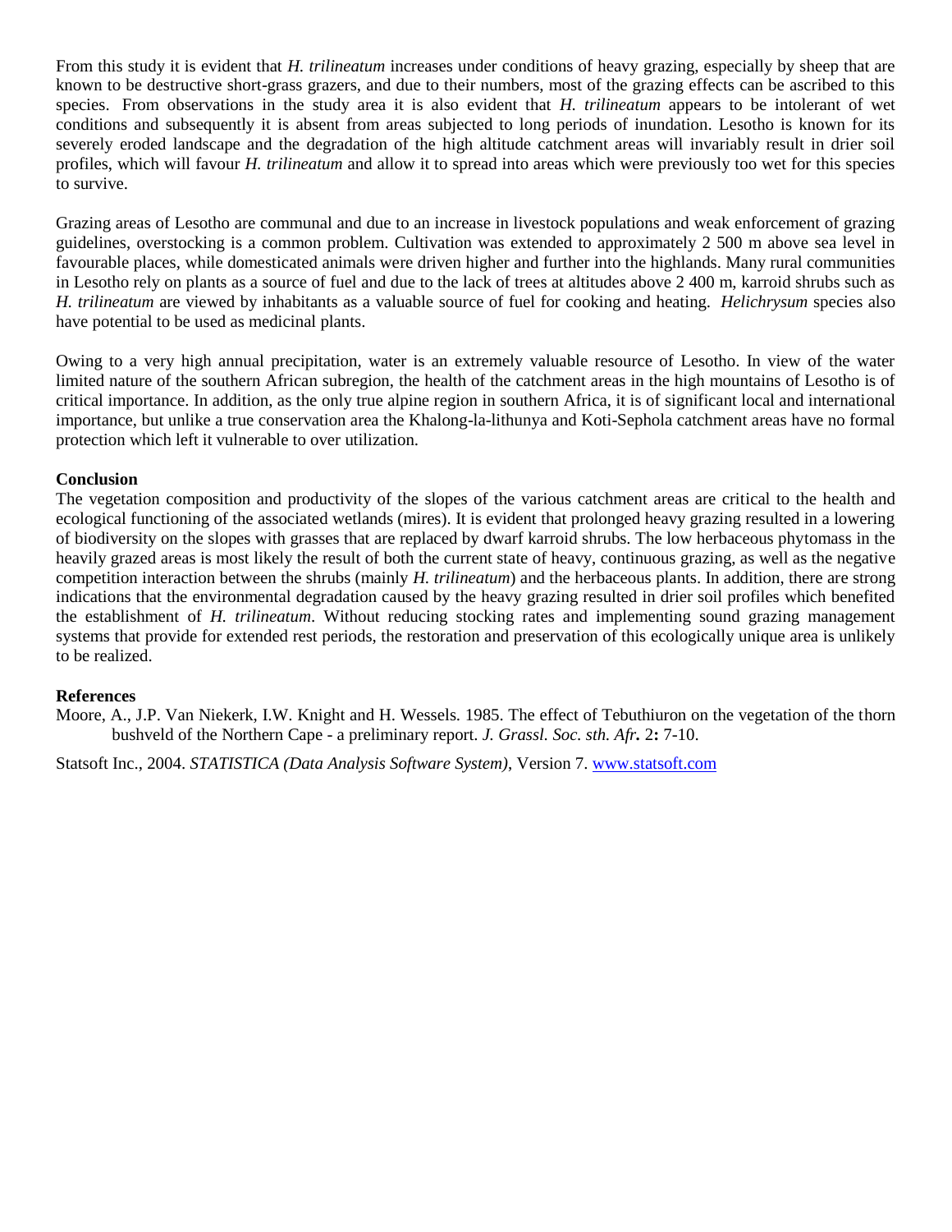From this study it is evident that *H. trilineatum* increases under conditions of heavy grazing, especially by sheep that are known to be destructive short-grass grazers, and due to their numbers, most of the grazing effects can be ascribed to this species. From observations in the study area it is also evident that *H. trilineatum* appears to be intolerant of wet conditions and subsequently it is absent from areas subjected to long periods of inundation. Lesotho is known for its severely eroded landscape and the degradation of the high altitude catchment areas will invariably result in drier soil profiles, which will favour *H. trilineatum* and allow it to spread into areas which were previously too wet for this species to survive.

Grazing areas of Lesotho are communal and due to an increase in livestock populations and weak enforcement of grazing guidelines, overstocking is a common problem. Cultivation was extended to approximately 2 500 m above sea level in favourable places, while domesticated animals were driven higher and further into the highlands. Many rural communities in Lesotho rely on plants as a source of fuel and due to the lack of trees at altitudes above 2 400 m, karroid shrubs such as *H. trilineatum* are viewed by inhabitants as a valuable source of fuel for cooking and heating. *Helichrysum* species also have potential to be used as medicinal plants.

Owing to a very high annual precipitation, water is an extremely valuable resource of Lesotho. In view of the water limited nature of the southern African subregion, the health of the catchment areas in the high mountains of Lesotho is of critical importance. In addition, as the only true alpine region in southern Africa, it is of significant local and international importance, but unlike a true conservation area the Khalong-la-lithunya and Koti-Sephola catchment areas have no formal protection which left it vulnerable to over utilization.

**Conclusion**

The vegetation composition and productivity of the slopes of the various catchment areas are critical to the health and ecological functioning of the associated wetlands (mires). It is evident that prolonged heavy grazing resulted in a lowering of biodiversity on the slopes with grasses that are replaced by dwarf karroid shrubs. The low herbaceous phytomass in the heavily grazed areas is most likely the result of both the current state of heavy, continuous grazing, as well as the negative competition interaction between the shrubs (mainly *H. trilineatum*) and the herbaceous plants. In addition, there are strong indications that the environmental degradation caused by the heavy grazing resulted in drier soil profiles which benefited the establishment of *H. trilineatum*. Without reducing stocking rates and implementing sound grazing management systems that provide for extended rest periods, the restoration and preservation of this ecologically unique area is unlikely to be realized.

**References**

Moore, A., J.P. Van Niekerk, I.W. Knight and H. Wessels. 1985. The effect of Tebuthiuron on the vegetation of the thorn bushveld of the Northern Cape - a preliminary report. *J. Grassl. Soc. sth. Afr.* 2: 7-10.

Statsoft Inc., 2004. *STATISTICA (Data Analysis Software System)*, Version 7. www.statsoft.com